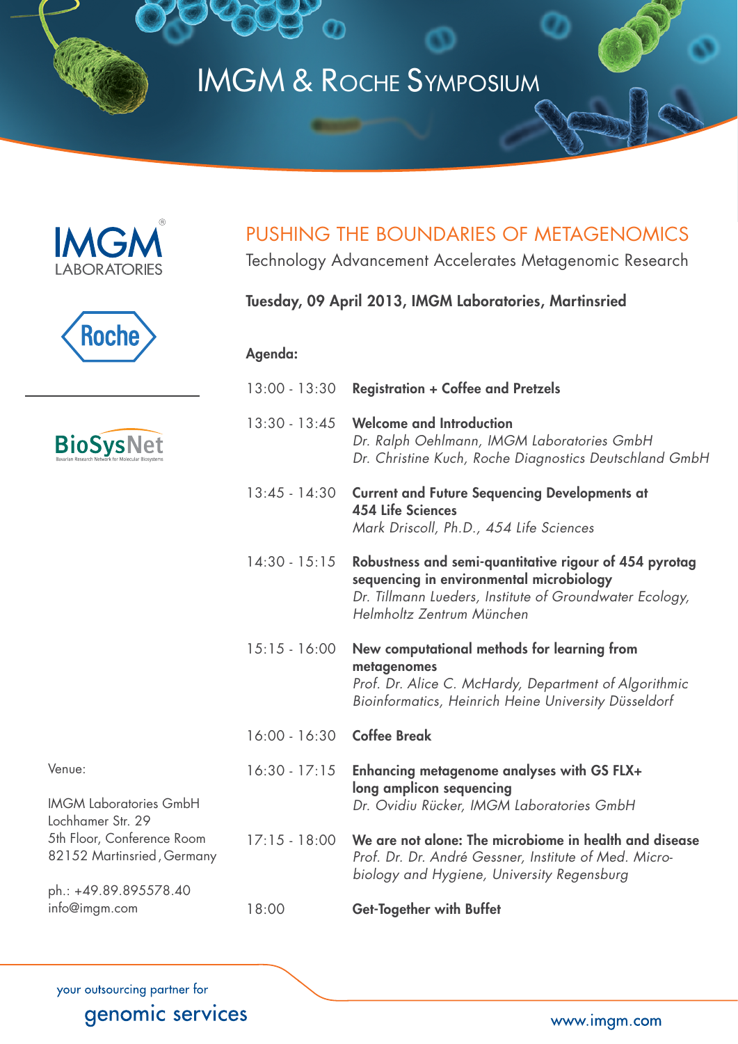# IMGM & Roche Symposium

IMGM LABORATORIES

Roche

BioSysNet
Bavarian Research Network for Molecular Biosystems

## PUSHING THE BOUNDARIES OF METAGENOMICS

Technology Advancement Accelerates Metagenomic Research

**Tuesday, 09 April 2013, IMGM Laboratories, Martinsried**

**Agenda:**

| | |
|---|---|
| 13:00 - 13:30 | **Registration + Coffee and Pretzels** |
| 13:30 - 13:45 | **Welcome and Introduction**<br>*Dr. Ralph Oehlmann, IMGM Laboratories GmbH*<br>*Dr. Christine Kuch, Roche Diagnostics Deutschland GmbH* |
| 13:45 - 14:30 | **Current and Future Sequencing Developments at 454 Life Sciences**<br>*Mark Driscoll, Ph.D., 454 Life Sciences* |
| 14:30 - 15:15 | **Robustness and semi-quantitative rigour of 454 pyrotag sequencing in environmental microbiology**<br>*Dr. Tillmann Lueders, Institute of Groundwater Ecology, Helmholtz Zentrum München* |
| 15:15 - 16:00 | **New computational methods for learning from metagenomes**<br>*Prof. Dr. Alice C. McHardy, Department of Algorithmic Bioinformatics, Heinrich Heine University Düsseldorf* |
| 16:00 - 16:30 | **Coffee Break** |
| 16:30 - 17:15 | **Enhancing metagenome analyses with GS FLX+ long amplicon sequencing**<br>*Dr. Ovidiu Rücker, IMGM Laboratories GmbH* |
| 17:15 - 18:00 | **We are not alone: The microbiome in health and disease**<br>*Prof. Dr. Dr. André Gessner, Institute of Med. Microbiology and Hygiene, University Regensburg* |
| 18:00 | **Get-Together with Buffet** |

Venue:

IMGM Laboratories GmbH
Lochhamer Str. 29
5th Floor, Conference Room
82152 Martinsried, Germany

ph.: +49.89.895578.40
info@imgm.com

your outsourcing partner for
genomic services

www.imgm.com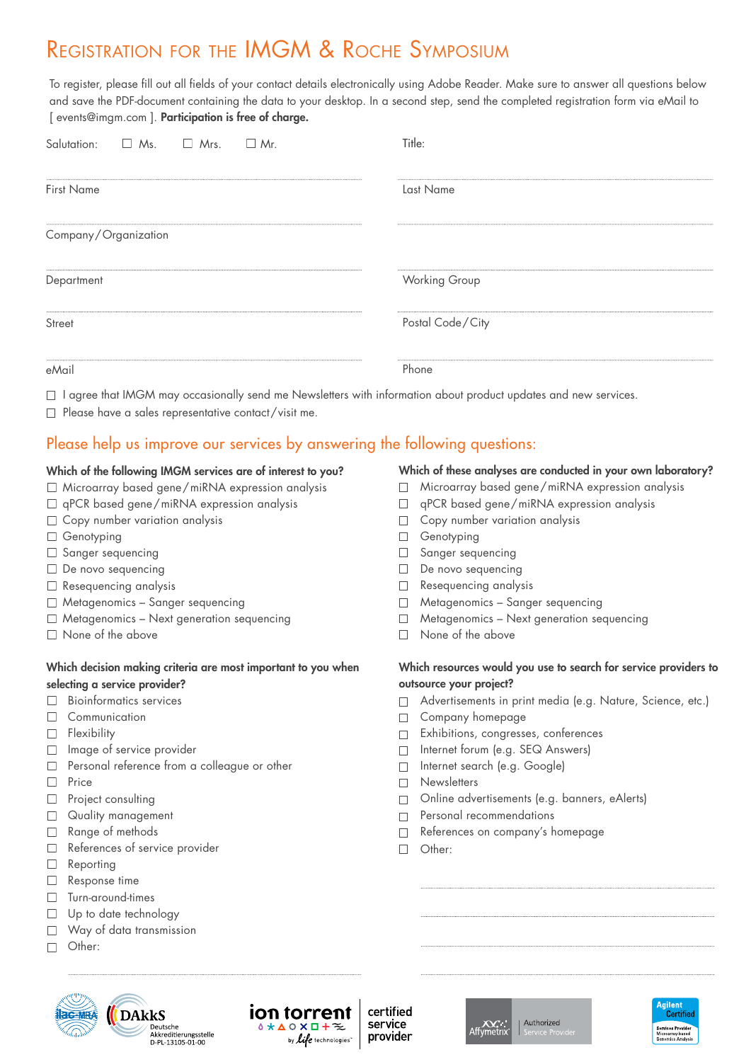# Registration for the IMGM & Roche Symposium

To register, please fill out all fields of your contact details electronically using Adobe Reader. Make sure to answer all questions below and save the PDF-document containing the data to your desktop. In a second step, send the completed registration form via eMail to [ events@imgm.com ]. **Participation is free of charge.**

Salutation: ☐ Ms. ☐ Mrs. ☐ Mr.

Title:

First Name

Last Name

Company / Organization

Department

Working Group

Street

Postal Code / City

eMail

Phone

☐ I agree that IMGM may occasionally send me Newsletters with information about product updates and new services.

☐ Please have a sales representative contact / visit me.

## Please help us improve our services by answering the following questions:

**Which of the following IMGM services are of interest to you?**

- ☐ Microarray based gene / miRNA expression analysis
- ☐ qPCR based gene / miRNA expression analysis
- ☐ Copy number variation analysis
- ☐ Genotyping
- ☐ Sanger sequencing
- ☐ De novo sequencing
- ☐ Resequencing analysis
- ☐ Metagenomics – Sanger sequencing
- ☐ Metagenomics – Next generation sequencing
- ☐ None of the above

**Which of these analyses are conducted in your own laboratory?**

- ☐ Microarray based gene / miRNA expression analysis
- ☐ qPCR based gene / miRNA expression analysis
- ☐ Copy number variation analysis
- ☐ Genotyping
- ☐ Sanger sequencing
- ☐ De novo sequencing
- ☐ Resequencing analysis
- ☐ Metagenomics – Sanger sequencing
- ☐ Metagenomics – Next generation sequencing
- ☐ None of the above

**Which decision making criteria are most important to you when selecting a service provider?**

- ☐ Bioinformatics services
- ☐ Communication
- ☐ Flexibility
- ☐ Image of service provider
- ☐ Personal reference from a colleague or other
- ☐ Price
- ☐ Project consulting
- ☐ Quality management
- ☐ Range of methods
- ☐ References of service provider
- ☐ Reporting
- ☐ Response time
- ☐ Turn-around-times
- ☐ Up to date technology
- ☐ Way of data transmission
- ☐ Other:

**Which resources would you use to search for service providers to outsource your project?**

- ☐ Advertisements in print media (e.g. Nature, Science, etc.)
- ☐ Company homepage
- ☐ Exhibitions, congresses, conferences
- ☐ Internet forum (e.g. SEQ Answers)
- ☐ Internet search (e.g. Google)
- ☐ Newsletters
- ☐ Online advertisements (e.g. banners, eAlerts)
- ☐ Personal recommendations
- ☐ References on company's homepage
- ☐ Other:

ilac-MRA DAkkS Deutsche Akkreditierungsstelle D-PL-13105-01-00

ion torrent by life technologies certified service provider

Affymetrix Authorized Service Provider

Agilent Certified Services Provider Microarray-based Genomics Analysis